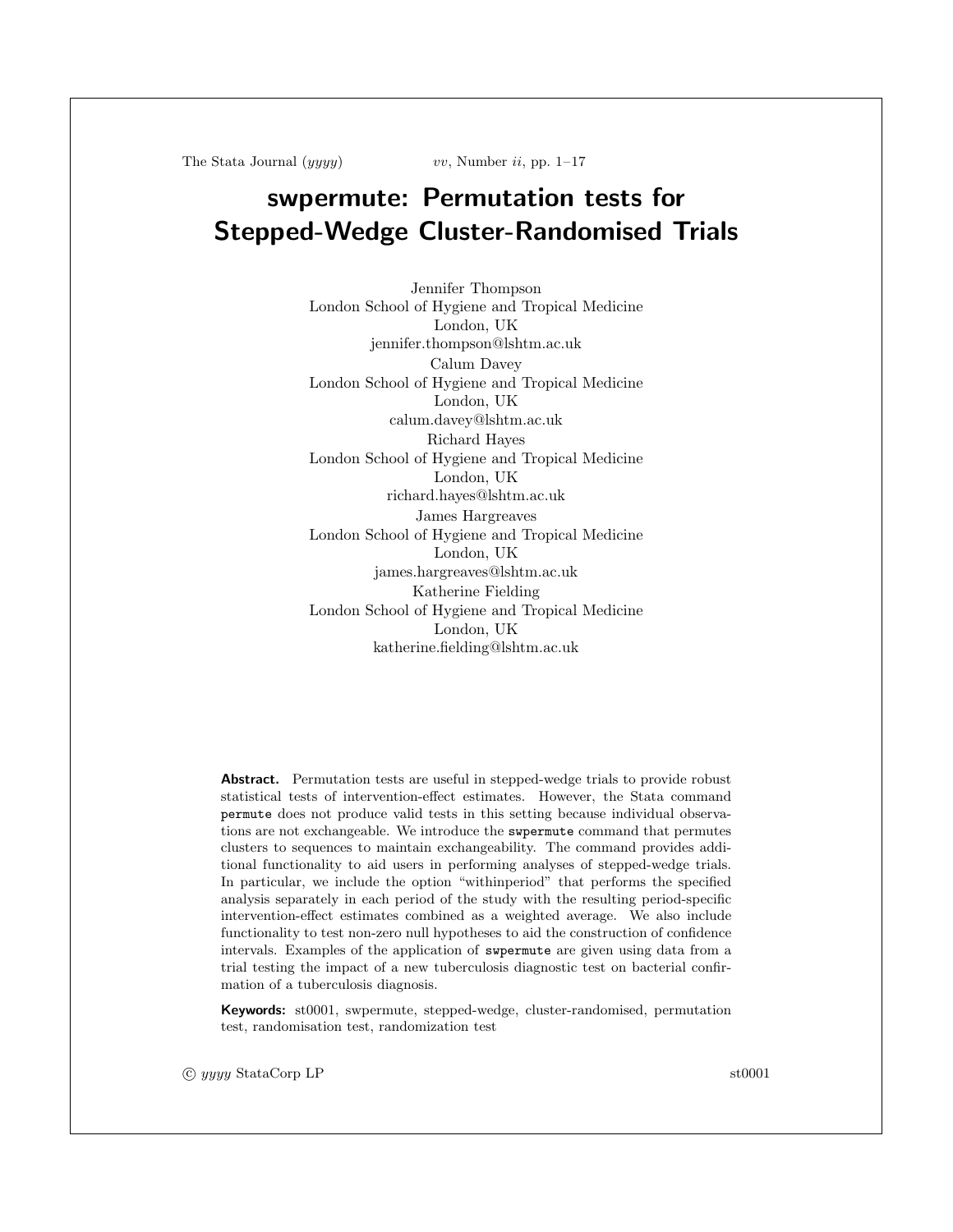# swpermute: Permutation tests for Stepped-Wedge Cluster-Randomised Trials

Jennifer Thompson
London School of Hygiene and Tropical Medicine
London, UK
jennifer.thompson@lshtm.ac.uk

Calum Davey
London School of Hygiene and Tropical Medicine
London, UK
calum.davey@lshtm.ac.uk

Richard Hayes
London School of Hygiene and Tropical Medicine
London, UK
richard.hayes@lshtm.ac.uk

James Hargreaves
London School of Hygiene and Tropical Medicine
London, UK
james.hargreaves@lshtm.ac.uk

Katherine Fielding
London School of Hygiene and Tropical Medicine
London, UK
katherine.fielding@lshtm.ac.uk

**Abstract.** Permutation tests are useful in stepped-wedge trials to provide robust statistical tests of intervention-effect estimates. However, the Stata command `permute` does not produce valid tests in this setting because individual observations are not exchangeable. We introduce the `swpermute` command that permutes clusters to sequences to maintain exchangeability. The command provides additional functionality to aid users in performing analyses of stepped-wedge trials. In particular, we include the option "withinperiod" that performs the specified analysis separately in each period of the study with the resulting period-specific intervention-effect estimates combined as a weighted average. We also include functionality to test non-zero null hypotheses to aid the construction of confidence intervals. Examples of the application of `swpermute` are given using data from a trial testing the impact of a new tuberculosis diagnostic test on bacterial confirmation of a tuberculosis diagnosis.

**Keywords:** st0001, swpermute, stepped-wedge, cluster-randomised, permutation test, randomisation test, randomization test

© *yyyy* StataCorp LP st0001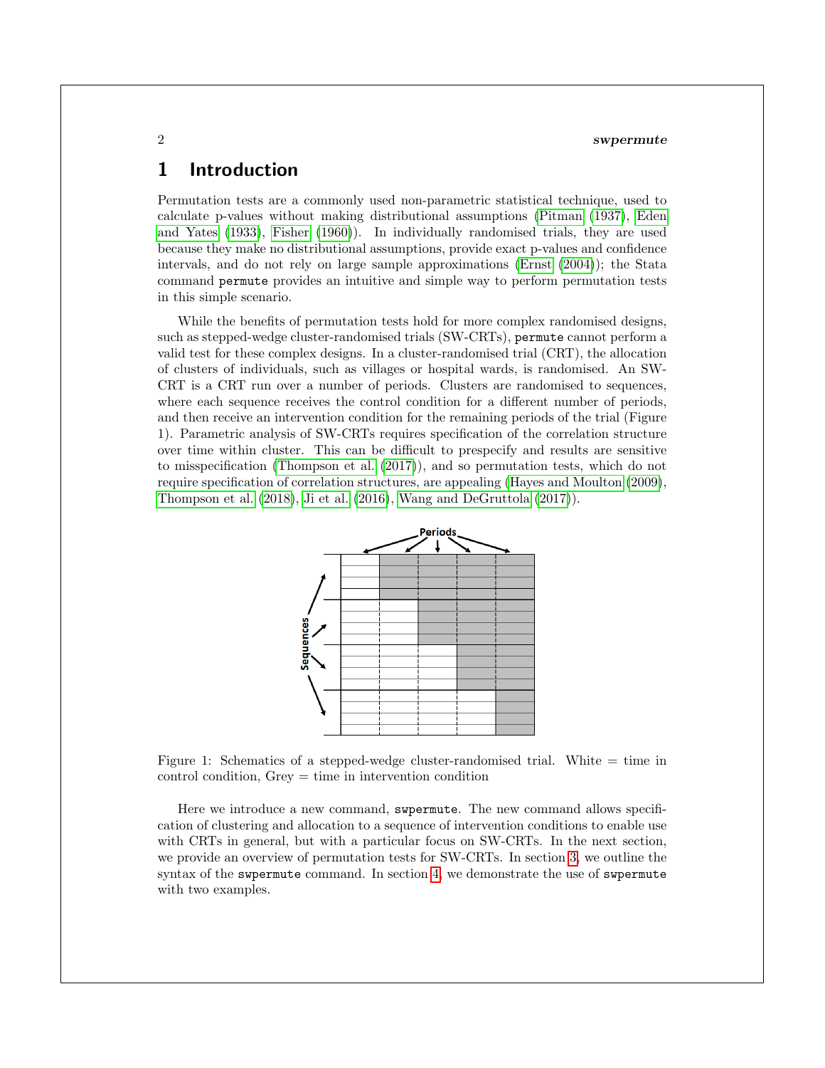# 1 Introduction

Permutation tests are a commonly used non-parametric statistical technique, used to calculate p-values without making distributional assumptions (Pitman (1937), Eden and Yates (1933), Fisher (1960)). In individually randomised trials, they are used because they make no distributional assumptions, provide exact p-values and confidence intervals, and do not rely on large sample approximations (Ernst (2004)); the Stata command `permute` provides an intuitive and simple way to perform permutation tests in this simple scenario.

While the benefits of permutation tests hold for more complex randomised designs, such as stepped-wedge cluster-randomised trials (SW-CRTs), `permute` cannot perform a valid test for these complex designs. In a cluster-randomised trial (CRT), the allocation of clusters of individuals, such as villages or hospital wards, is randomised. An SW-CRT is a CRT run over a number of periods. Clusters are randomised to sequences, where each sequence receives the control condition for a different number of periods, and then receive an intervention condition for the remaining periods of the trial (Figure 1). Parametric analysis of SW-CRTs requires specification of the correlation structure over time within cluster. This can be difficult to prespecify and results are sensitive to misspecification (Thompson et al. (2017)), and so permutation tests, which do not require specification of correlation structures, are appealing (Hayes and Moulton (2009), Thompson et al. (2018), Ji et al. (2016), Wang and DeGruttola (2017)).

Figure 1: Schematics of a stepped-wedge cluster-randomised trial. White = time in control condition, Grey = time in intervention condition

Here we introduce a new command, `swpermute`. The new command allows specification of clustering and allocation to a sequence of intervention conditions to enable use with CRTs in general, but with a particular focus on SW-CRTs. In the next section, we provide an overview of permutation tests for SW-CRTs. In section 3, we outline the syntax of the `swpermute` command. In section 4, we demonstrate the use of `swpermute` with two examples.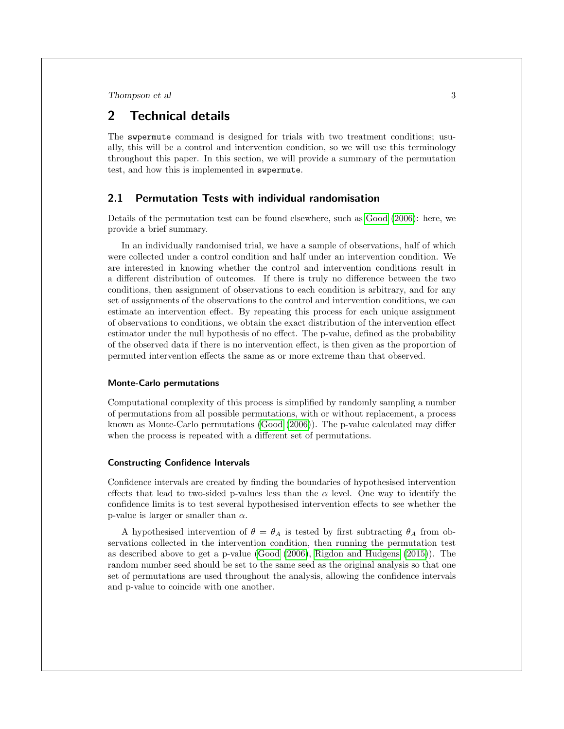## 2 Technical details

The `swpermute` command is designed for trials with two treatment conditions; usually, this will be a control and intervention condition, so we will use this terminology throughout this paper. In this section, we will provide a summary of the permutation test, and how this is implemented in `swpermute`.

### 2.1 Permutation Tests with individual randomisation

Details of the permutation test can be found elsewhere, such as Good (2006): here, we provide a brief summary.

In an individually randomised trial, we have a sample of observations, half of which were collected under a control condition and half under an intervention condition. We are interested in knowing whether the control and intervention conditions result in a different distribution of outcomes. If there is truly no difference between the two conditions, then assignment of observations to each condition is arbitrary, and for any set of assignments of the observations to the control and intervention conditions, we can estimate an intervention effect. By repeating this process for each unique assignment of observations to conditions, we obtain the exact distribution of the intervention effect estimator under the null hypothesis of no effect. The p-value, defined as the probability of the observed data if there is no intervention effect, is then given as the proportion of permuted intervention effects the same as or more extreme than that observed.

#### Monte-Carlo permutations

Computational complexity of this process is simplified by randomly sampling a number of permutations from all possible permutations, with or without replacement, a process known as Monte-Carlo permutations (Good (2006)). The p-value calculated may differ when the process is repeated with a different set of permutations.

#### Constructing Confidence Intervals

Confidence intervals are created by finding the boundaries of hypothesised intervention effects that lead to two-sided p-values less than the $\alpha$ level. One way to identify the confidence limits is to test several hypothesised intervention effects to see whether the p-value is larger or smaller than $\alpha$.

A hypothesised intervention of $\theta = \theta_A$ is tested by first subtracting $\theta_A$ from observations collected in the intervention condition, then running the permutation test as described above to get a p-value (Good (2006), Rigdon and Hudgens (2015)). The random number seed should be set to the same seed as the original analysis so that one set of permutations are used throughout the analysis, allowing the confidence intervals and p-value to coincide with one another.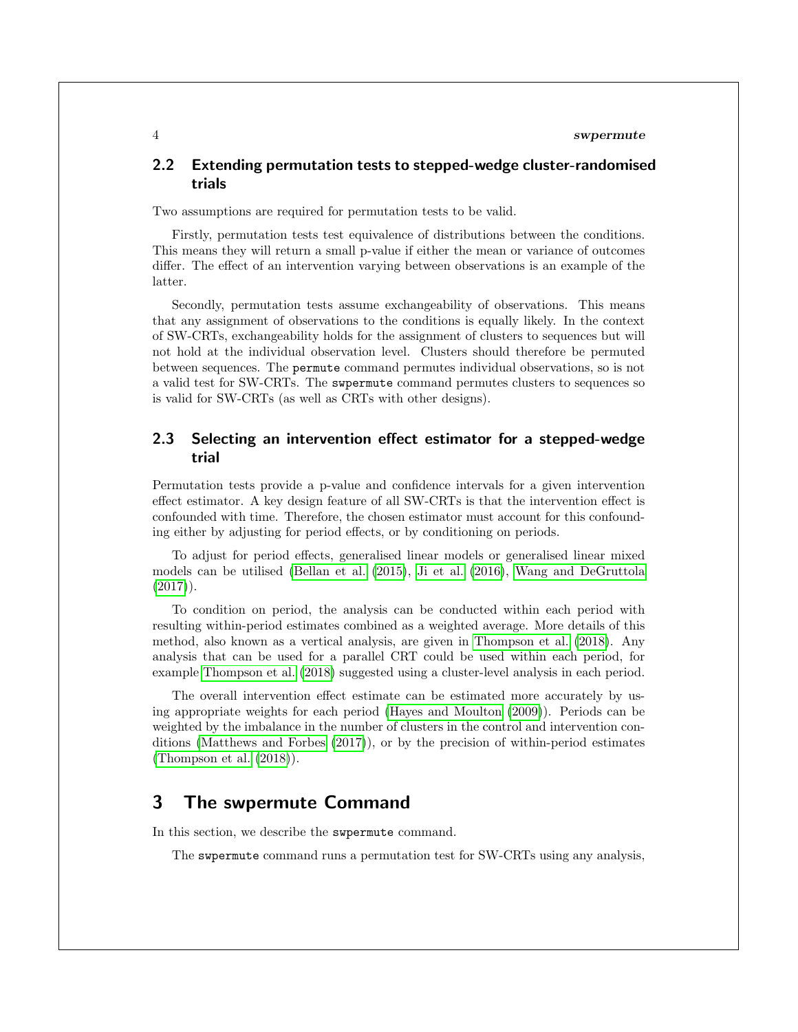## 2.2 Extending permutation tests to stepped-wedge cluster-randomised trials

Two assumptions are required for permutation tests to be valid.

Firstly, permutation tests test equivalence of distributions between the conditions. This means they will return a small p-value if either the mean or variance of outcomes differ. The effect of an intervention varying between observations is an example of the latter.

Secondly, permutation tests assume exchangeability of observations. This means that any assignment of observations to the conditions is equally likely. In the context of SW-CRTs, exchangeability holds for the assignment of clusters to sequences but will not hold at the individual observation level. Clusters should therefore be permuted between sequences. The `permute` command permutes individual observations, so is not a valid test for SW-CRTs. The `swpermute` command permutes clusters to sequences so is valid for SW-CRTs (as well as CRTs with other designs).

## 2.3 Selecting an intervention effect estimator for a stepped-wedge trial

Permutation tests provide a p-value and confidence intervals for a given intervention effect estimator. A key design feature of all SW-CRTs is that the intervention effect is confounded with time. Therefore, the chosen estimator must account for this confounding either by adjusting for period effects, or by conditioning on periods.

To adjust for period effects, generalised linear models or generalised linear mixed models can be utilised (Bellan et al. (2015), Ji et al. (2016), Wang and DeGruttola (2017)).

To condition on period, the analysis can be conducted within each period with resulting within-period estimates combined as a weighted average. More details of this method, also known as a vertical analysis, are given in Thompson et al. (2018). Any analysis that can be used for a parallel CRT could be used within each period, for example Thompson et al. (2018) suggested using a cluster-level analysis in each period.

The overall intervention effect estimate can be estimated more accurately by using appropriate weights for each period (Hayes and Moulton (2009)). Periods can be weighted by the imbalance in the number of clusters in the control and intervention conditions (Matthews and Forbes (2017)), or by the precision of within-period estimates (Thompson et al. (2018)).

# 3 The swpermute Command

In this section, we describe the `swpermute` command.

The `swpermute` command runs a permutation test for SW-CRTs using any analysis,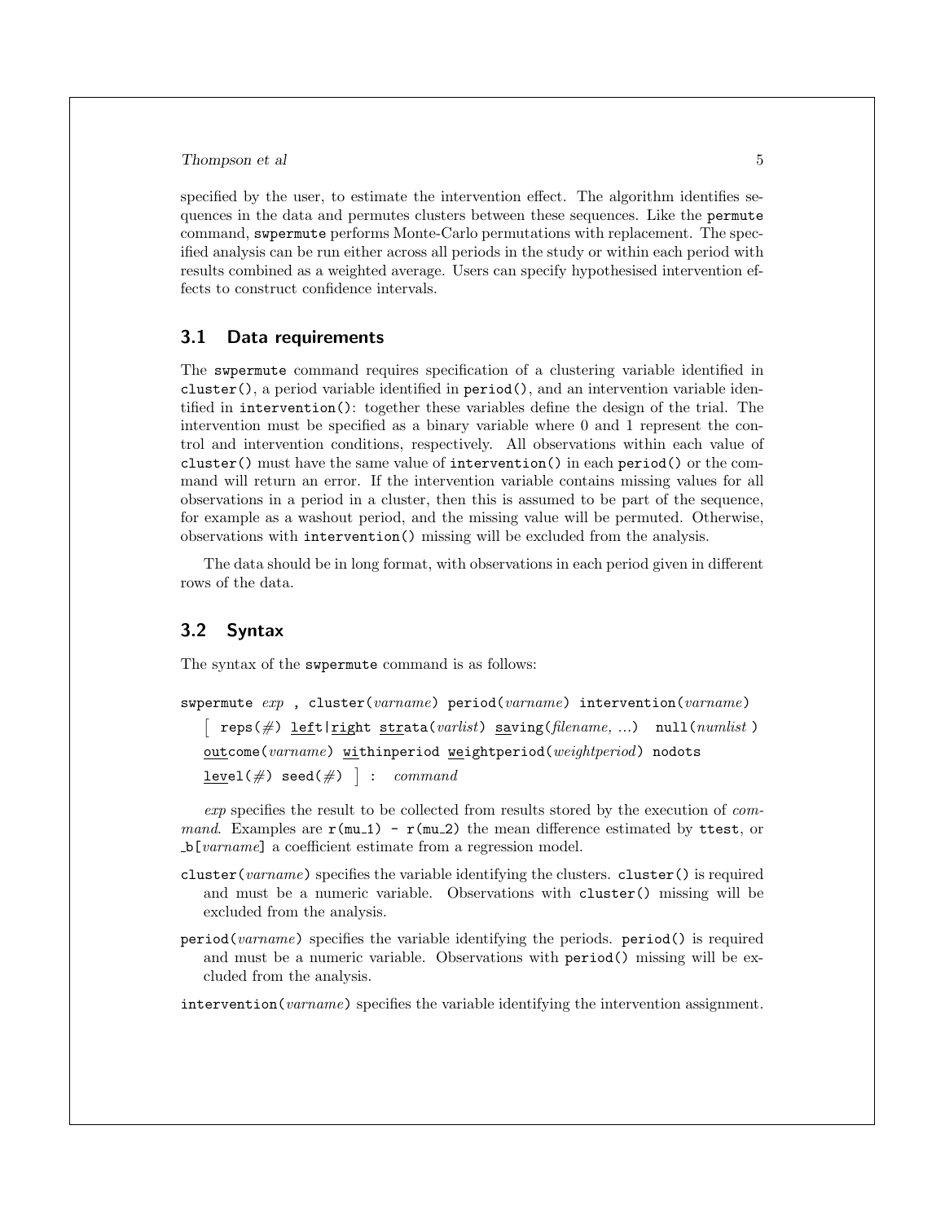specified by the user, to estimate the intervention effect. The algorithm identifies sequences in the data and permutes clusters between these sequences. Like the `permute` command, `swpermute` performs Monte-Carlo permutations with replacement. The specified analysis can be run either across all periods in the study or within each period with results combined as a weighted average. Users can specify hypothesised intervention effects to construct confidence intervals.

## 3.1 Data requirements

The `swpermute` command requires specification of a clustering variable identified in `cluster()`, a period variable identified in `period()`, and an intervention variable identified in `intervention()`: together these variables define the design of the trial. The intervention must be specified as a binary variable where 0 and 1 represent the control and intervention conditions, respectively. All observations within each value of `cluster()` must have the same value of `intervention()` in each `period()` or the command will return an error. If the intervention variable contains missing values for all observations in a period in a cluster, then this is assumed to be part of the sequence, for example as a washout period, and the missing value will be permuted. Otherwise, observations with `intervention()` missing will be excluded from the analysis.

The data should be in long format, with observations in each period given in different rows of the data.

## 3.2 Syntax

The syntax of the `swpermute` command is as follows:

```
swpermute exp , cluster(varname) period(varname) intervention(varname)
    [ reps(#) left|right strata(varlist) saving(filename, ...)  null(numlist )
    outcome(varname) withinperiod weightperiod(weightperiod) nodots
    level(#) seed(#) ] :  command
```

*exp* specifies the result to be collected from results stored by the execution of *command*. Examples are `r(mu_1) - r(mu_2)` the mean difference estimated by `ttest`, or `_b[`*varname*`]` a coefficient estimate from a regression model.

`cluster(`*varname*`)` specifies the variable identifying the clusters. `cluster()` is required and must be a numeric variable. Observations with `cluster()` missing will be excluded from the analysis.

`period(`*varname*`)` specifies the variable identifying the periods. `period()` is required and must be a numeric variable. Observations with `period()` missing will be excluded from the analysis.

`intervention(`*varname*`)` specifies the variable identifying the intervention assignment.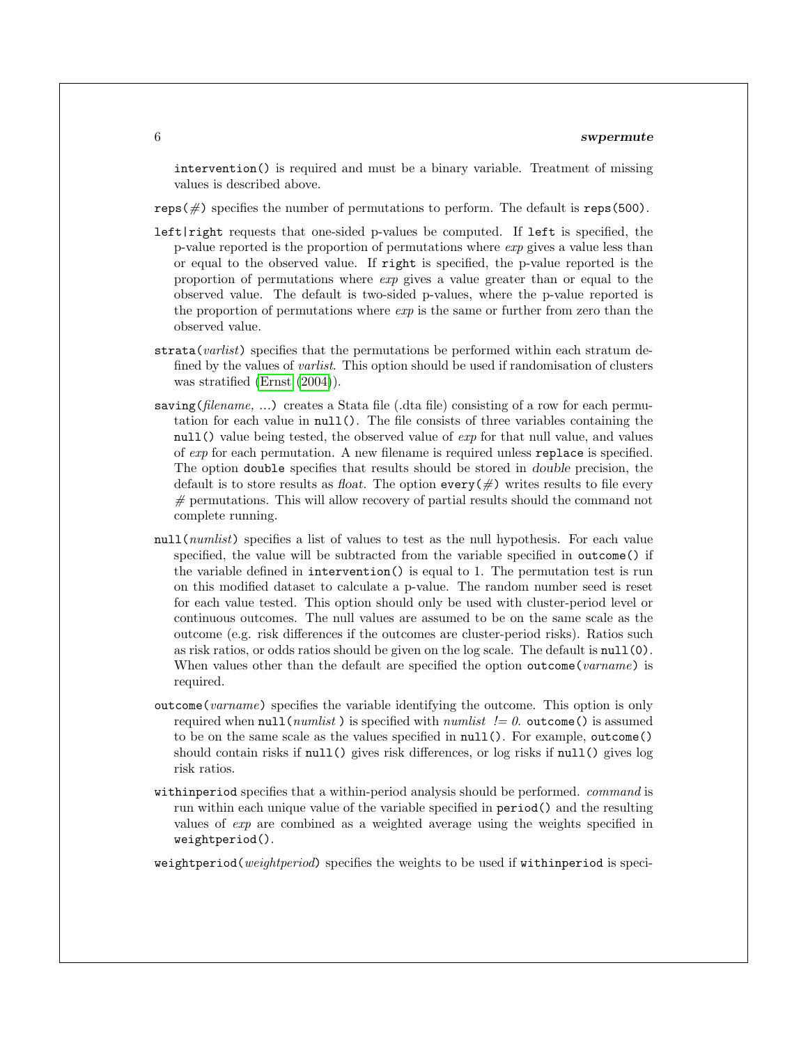intervention() is required and must be a binary variable. Treatment of missing values is described above.

reps(#) specifies the number of permutations to perform. The default is reps(500).

left|right requests that one-sided p-values be computed. If left is specified, the p-value reported is the proportion of permutations where *exp* gives a value less than or equal to the observed value. If right is specified, the p-value reported is the proportion of permutations where *exp* gives a value greater than or equal to the observed value. The default is two-sided p-values, where the p-value reported is the proportion of permutations where *exp* is the same or further from zero than the observed value.

strata(*varlist*) specifies that the permutations be performed within each stratum defined by the values of *varlist*. This option should be used if randomisation of clusters was stratified (Ernst (2004)).

saving(*filename, ...*) creates a Stata file (.dta file) consisting of a row for each permutation for each value in null(). The file consists of three variables containing the null() value being tested, the observed value of *exp* for that null value, and values of *exp* for each permutation. A new filename is required unless replace is specified. The option double specifies that results should be stored in *double* precision, the default is to store results as *float*. The option every(#) writes results to file every # permutations. This will allow recovery of partial results should the command not complete running.

null(*numlist*) specifies a list of values to test as the null hypothesis. For each value specified, the value will be subtracted from the variable specified in outcome() if the variable defined in intervention() is equal to 1. The permutation test is run on this modified dataset to calculate a p-value. The random number seed is reset for each value tested. This option should only be used with cluster-period level or continuous outcomes. The null values are assumed to be on the same scale as the outcome (e.g. risk differences if the outcomes are cluster-period risks). Ratios such as risk ratios, or odds ratios should be given on the log scale. The default is null(0). When values other than the default are specified the option outcome(*varname*) is required.

outcome(*varname*) specifies the variable identifying the outcome. This option is only required when null(*numlist* ) is specified with *numlist != 0*. outcome() is assumed to be on the same scale as the values specified in null(). For example, outcome() should contain risks if null() gives risk differences, or log risks if null() gives log risk ratios.

withinperiod specifies that a within-period analysis should be performed. *command* is run within each unique value of the variable specified in period() and the resulting values of *exp* are combined as a weighted average using the weights specified in weightperiod().

weightperiod(*weightperiod*) specifies the weights to be used if withinperiod is speci-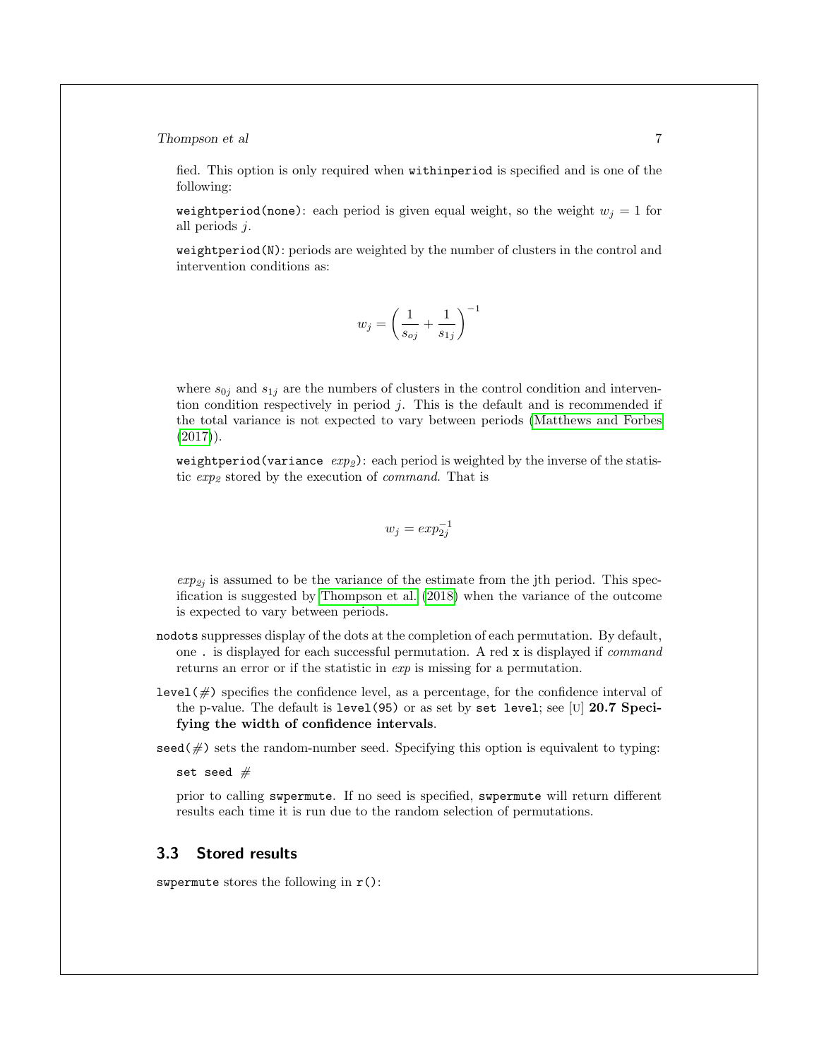fied. This option is only required when `withinperiod` is specified and is one of the following:

`weightperiod(none)`: each period is given equal weight, so the weight $w_j = 1$ for all periods $j$.

`weightperiod(N)`: periods are weighted by the number of clusters in the control and intervention conditions as:

$$w_j = \left(\frac{1}{s_{oj}} + \frac{1}{s_{1j}}\right)^{-1}$$

where $s_{0j}$ and $s_{1j}$ are the numbers of clusters in the control condition and intervention condition respectively in period $j$. This is the default and is recommended if the total variance is not expected to vary between periods (Matthews and Forbes (2017)).

`weightperiod(variance` *exp2*`)`: each period is weighted by the inverse of the statistic *exp2* stored by the execution of *command*. That is

$$w_j = exp_{2j}^{-1}$$

$exp_{2j}$ is assumed to be the variance of the estimate from the jth period. This specification is suggested by Thompson et al. (2018) when the variance of the outcome is expected to vary between periods.

`nodots` suppresses display of the dots at the completion of each permutation. By default, one `.` is displayed for each successful permutation. A red `x` is displayed if *command* returns an error or if the statistic in *exp* is missing for a permutation.

`level(#)` specifies the confidence level, as a percentage, for the confidence interval of the p-value. The default is `level(95)` or as set by `set level`; see [U] **20.7 Specifying the width of confidence intervals**.

`seed(#)` sets the random-number seed. Specifying this option is equivalent to typing:

```
set seed #
```

prior to calling `swpermute`. If no seed is specified, `swpermute` will return different results each time it is run due to the random selection of permutations.

## 3.3 Stored results

`swpermute` stores the following in `r()`: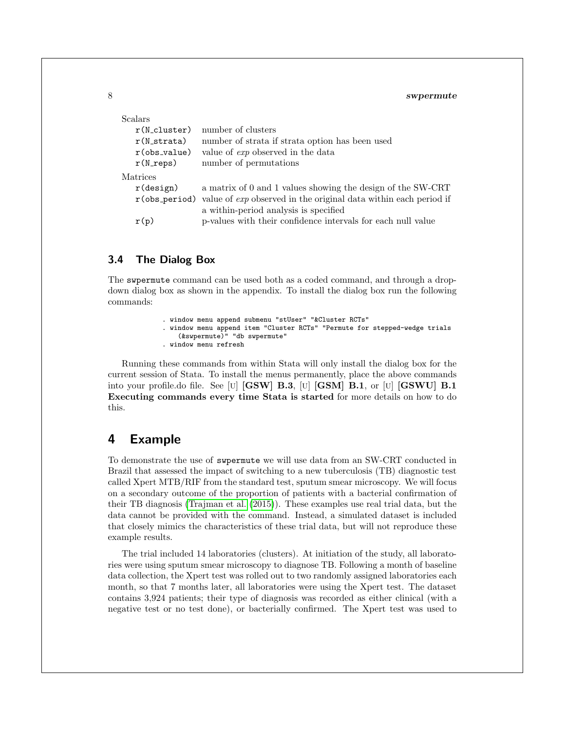Scalars

| | |
|---|---|
| `r(N_cluster)` | number of clusters |
| `r(N_strata)` | number of strata if strata option has been used |
| `r(obs_value)` | value of *exp* observed in the data |
| `r(N_reps)` | number of permutations |

Matrices

| | |
|---|---|
| `r(design)` | a matrix of 0 and 1 values showing the design of the SW-CRT |
| `r(obs_period)` | value of *exp* observed in the original data within each period if a within-period analysis is specified |
| `r(p)` | p-values with their confidence intervals for each null value |

### 3.4 The Dialog Box

The `swpermute` command can be used both as a coded command, and through a drop-down dialog box as shown in the appendix. To install the dialog box run the following commands:

```
. window menu append submenu "stUser" "&Cluster RCTs"
. window menu append item "Cluster RCTs" "Permute for stepped-wedge trials
    (&swpermute)" "db swpermute"
. window menu refresh
```

Running these commands from within Stata will only install the dialog box for the current session of Stata. To install the menus permanently, place the above commands into your profile.do file. See [U] **[GSW] B.3**, [U] **[GSM] B.1**, or [U] **[GSWU] B.1 Executing commands every time Stata is started** for more details on how to do this.

## 4 Example

To demonstrate the use of `swpermute` we will use data from an SW-CRT conducted in Brazil that assessed the impact of switching to a new tuberculosis (TB) diagnostic test called Xpert MTB/RIF from the standard test, sputum smear microscopy. We will focus on a secondary outcome of the proportion of patients with a bacterial confirmation of their TB diagnosis (Trajman et al. (2015)). These examples use real trial data, but the data cannot be provided with the command. Instead, a simulated dataset is included that closely mimics the characteristics of these trial data, but will not reproduce these example results.

The trial included 14 laboratories (clusters). At initiation of the study, all laboratories were using sputum smear microscopy to diagnose TB. Following a month of baseline data collection, the Xpert test was rolled out to two randomly assigned laboratories each month, so that 7 months later, all laboratories were using the Xpert test. The dataset contains 3,924 patients; their type of diagnosis was recorded as either clinical (with a negative test or no test done), or bacterially confirmed. The Xpert test was used to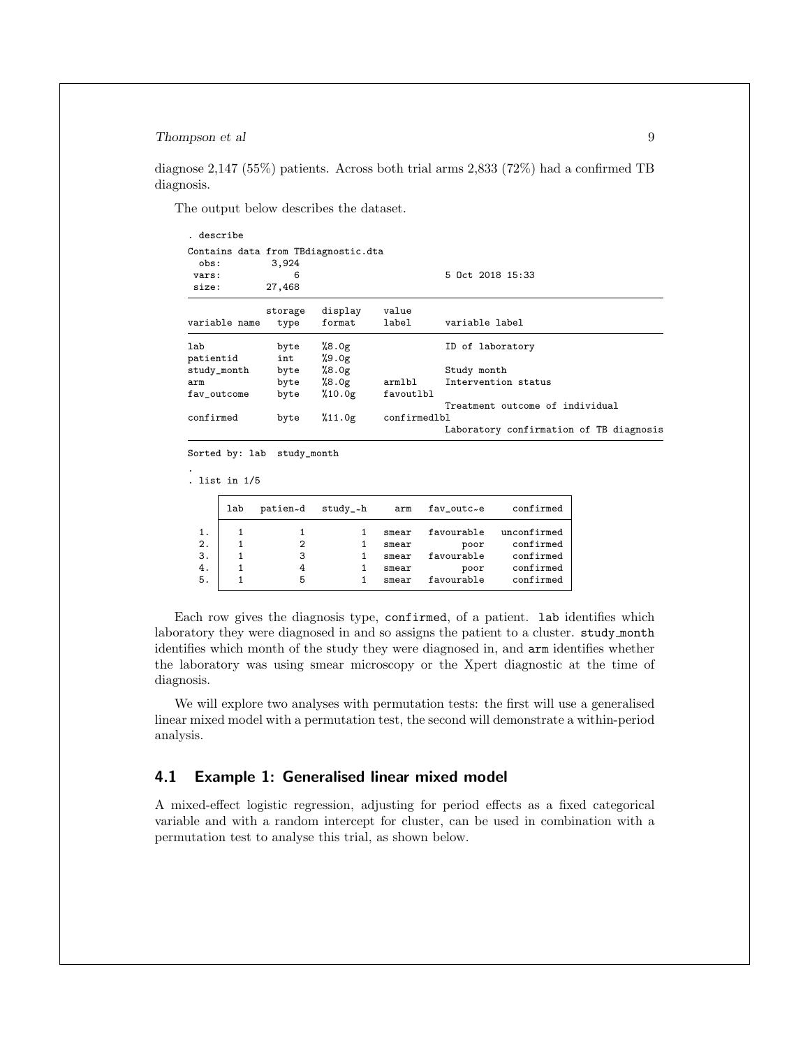diagnose 2,147 (55%) patients. Across both trial arms 2,833 (72%) had a confirmed TB diagnosis.

The output below describes the dataset.

```
. describe

Contains data from TBdiagnostic.dta
  obs:         3,924
 vars:             6                          5 Oct 2018 15:33
 size:        27,468
--------------------------------------------------------------------------------
              storage   display    value
variable name   type    format     label      variable label
--------------------------------------------------------------------------------
lab             byte    %8.0g                 ID of laboratory
patientid       int     %9.0g
study_month     byte    %8.0g                 Study month
arm             byte    %8.0g      armlbl     Intervention status
fav_outcome     byte    %10.0g     favoutlbl
                                              Treatment outcome of individual
confirmed       byte    %11.0g     confirmedlbl
                                              Laboratory confirmation of TB diagnosis
--------------------------------------------------------------------------------
Sorted by: lab  study_month
.
. list in 1/5

     +-----------------------------------------------------------------+
     | lab   patien~d   study_~h     arm   fav_outc~e      confirmed   |
     |-----------------------------------------------------------------|
  1. |   1          1          1   smear   favourable    unconfirmed   |
  2. |   1          2          1   smear         poor      confirmed   |
  3. |   1          3          1   smear   favourable      confirmed   |
  4. |   1          4          1   smear         poor      confirmed   |
  5. |   1          5          1   smear   favourable      confirmed   |
     +-----------------------------------------------------------------+
```

Each row gives the diagnosis type, `confirmed`, of a patient. `lab` identifies which laboratory they were diagnosed in and so assigns the patient to a cluster. `study_month` identifies which month of the study they were diagnosed in, and `arm` identifies whether the laboratory was using smear microscopy or the Xpert diagnostic at the time of diagnosis.

We will explore two analyses with permutation tests: the first will use a generalised linear mixed model with a permutation test, the second will demonstrate a within-period analysis.

## 4.1 Example 1: Generalised linear mixed model

A mixed-effect logistic regression, adjusting for period effects as a fixed categorical variable and with a random intercept for cluster, can be used in combination with a permutation test to analyse this trial, as shown below.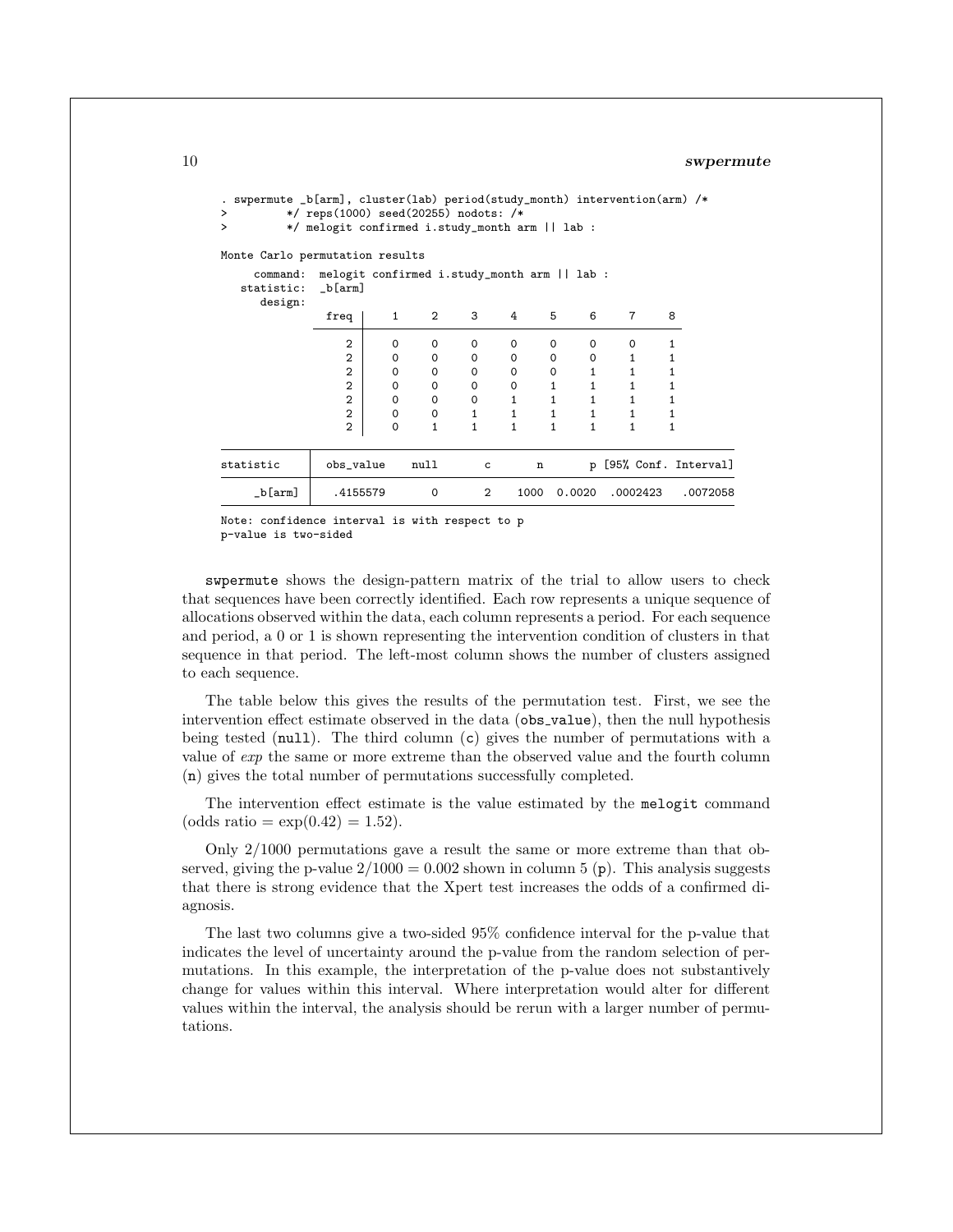```
. swpermute _b[arm], cluster(lab) period(study_month) intervention(arm) /*
>         */ reps(1000) seed(20255) nodots: /*
>         */ melogit confirmed i.study_month arm || lab :

Monte Carlo permutation results
     command:  melogit confirmed i.study_month arm || lab :
   statistic:  _b[arm]
      design:
               freq |   1    2    3    4    5    6    7    8
                    |
                  2 |   0    0    0    0    0    0    0    1
                  2 |   0    0    0    0    0    0    1    1
                  2 |   0    0    0    0    0    1    1    1
                  2 |   0    0    0    0    1    1    1    1
                  2 |   0    0    0    1    1    1    1    1
                  2 |   0    0    1    1    1    1    1    1
                  2 |   0    1    1    1    1    1    1    1

statistic |  obs_value    null      c      n      p  [95% Conf. Interval]
    _b[arm] |   .4155579       0      2   1000  0.0020   .0002423    .0072058

Note: confidence interval is with respect to p
p-value is two-sided
```

swpermute shows the design-pattern matrix of the trial to allow users to check that sequences have been correctly identified. Each row represents a unique sequence of allocations observed within the data, each column represents a period. For each sequence and period, a 0 or 1 is shown representing the intervention condition of clusters in that sequence in that period. The left-most column shows the number of clusters assigned to each sequence.

The table below this gives the results of the permutation test. First, we see the intervention effect estimate observed in the data (obs_value), then the null hypothesis being tested (null). The third column (c) gives the number of permutations with a value of *exp* the same or more extreme than the observed value and the fourth column (n) gives the total number of permutations successfully completed.

The intervention effect estimate is the value estimated by the melogit command (odds ratio $= \exp(0.42) = 1.52$).

Only 2/1000 permutations gave a result the same or more extreme than that observed, giving the p-value $2/1000 = 0.002$ shown in column 5 (p). This analysis suggests that there is strong evidence that the Xpert test increases the odds of a confirmed diagnosis.

The last two columns give a two-sided 95% confidence interval for the p-value that indicates the level of uncertainty around the p-value from the random selection of permutations. In this example, the interpretation of the p-value does not substantively change for values within this interval. Where interpretation would alter for different values within the interval, the analysis should be rerun with a larger number of permutations.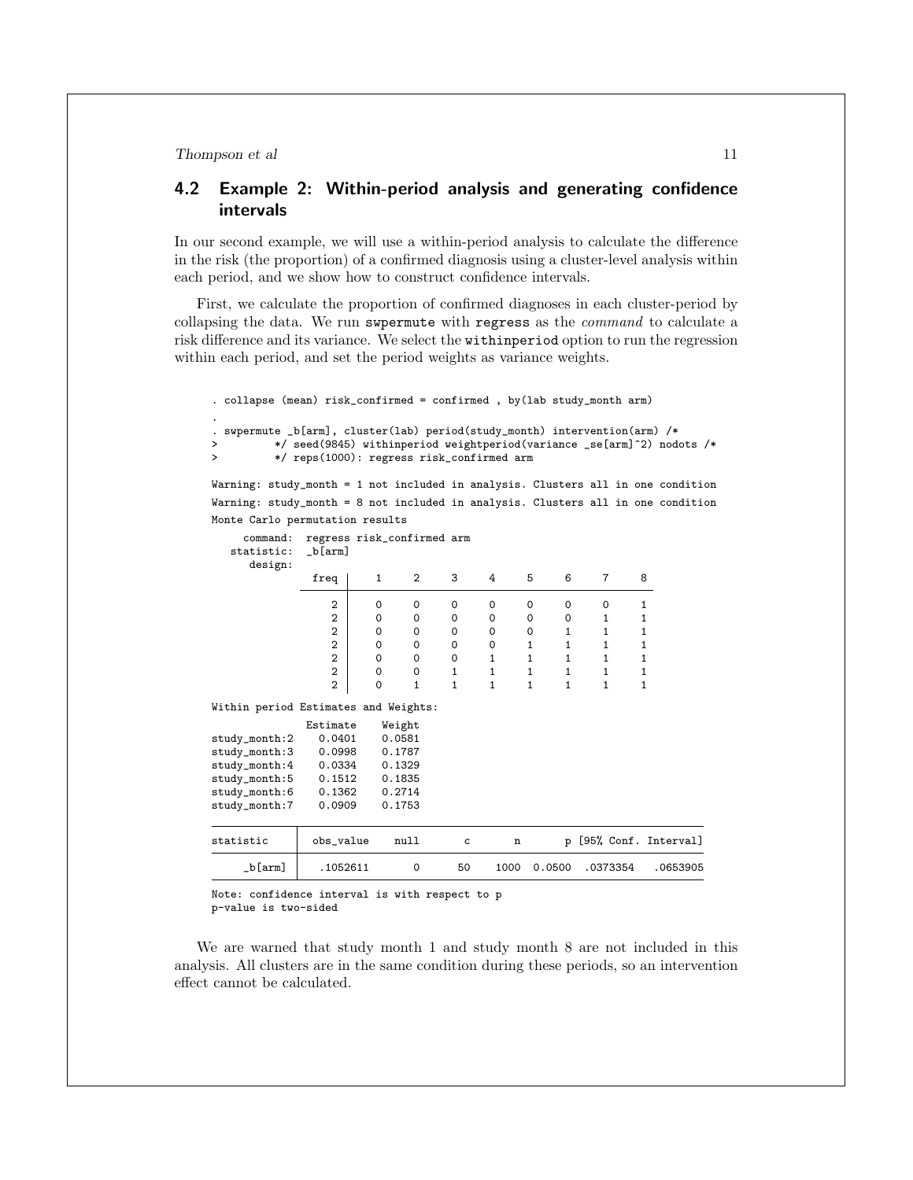## 4.2 Example 2: Within-period analysis and generating confidence intervals

In our second example, we will use a within-period analysis to calculate the difference in the risk (the proportion) of a confirmed diagnosis using a cluster-level analysis within each period, and we show how to construct confidence intervals.

First, we calculate the proportion of confirmed diagnoses in each cluster-period by collapsing the data. We run swpermute with regress as the *command* to calculate a risk difference and its variance. We select the withinperiod option to run the regression within each period, and set the period weights as variance weights.

```
. collapse (mean) risk_confirmed = confirmed , by(lab study_month arm)
.
. swpermute _b[arm], cluster(lab) period(study_month) intervention(arm) /*
>         */ seed(9845) withinperiod weightperiod(variance _se[arm]^2) nodots /*
>         */ reps(1000): regress risk_confirmed arm

Warning: study_month = 1 not included in analysis. Clusters all in one condition
Warning: study_month = 8 not included in analysis. Clusters all in one condition
Monte Carlo permutation results

     command:  regress risk_confirmed arm
   statistic:  _b[arm]
      design:
              freq |   1    2    3    4    5    6    7    8
                   
                 2 |   0    0    0    0    0    0    0    1
                 2 |   0    0    0    0    0    0    1    1
                 2 |   0    0    0    0    0    1    1    1
                 2 |   0    0    0    0    1    1    1    1
                 2 |   0    0    0    1    1    1    1    1
                 2 |   0    0    1    1    1    1    1    1
                 2 |   0    1    1    1    1    1    1    1

Within period Estimates and Weights:
              Estimate    Weight
study_month:2   0.0401    0.0581
study_month:3   0.0998    0.1787
study_month:4   0.0334    0.1329
study_month:5   0.1512    0.1835
study_month:6   0.1362    0.2714
study_month:7   0.0909    0.1753

--------------------------------------------------------------------------------
statistic    |  obs_value    null      c       n       p [95% Conf. Interval]
-------------+------------------------------------------------------------------
     _b[arm] |   .1052611       0     50    1000  0.0500   .0373354    .0653905
--------------------------------------------------------------------------------
Note: confidence interval is with respect to p
p-value is two-sided
```

We are warned that study month 1 and study month 8 are not included in this analysis. All clusters are in the same condition during these periods, so an intervention effect cannot be calculated.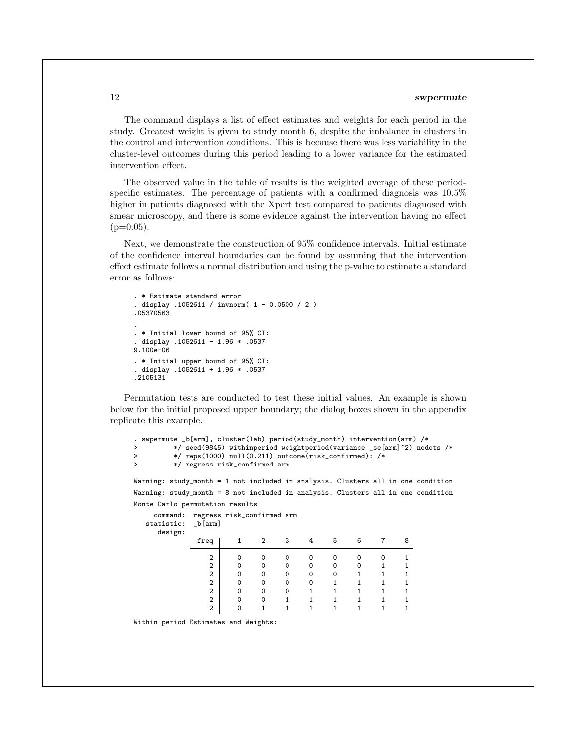The command displays a list of effect estimates and weights for each period in the study. Greatest weight is given to study month 6, despite the imbalance in clusters in the control and intervention conditions. This is because there was less variability in the cluster-level outcomes during this period leading to a lower variance for the estimated intervention effect.

The observed value in the table of results is the weighted average of these period-specific estimates. The percentage of patients with a confirmed diagnosis was 10.5% higher in patients diagnosed with the Xpert test compared to patients diagnosed with smear microscopy, and there is some evidence against the intervention having no effect (p=0.05).

Next, we demonstrate the construction of 95% confidence intervals. Initial estimate of the confidence interval boundaries can be found by assuming that the intervention effect estimate follows a normal distribution and using the p-value to estimate a standard error as follows:

```
. * Estimate standard error
. display .1052611 / invnorm( 1 - 0.0500 / 2 )
.05370563

.
. * Initial lower bound of 95% CI:
. display .1052611 - 1.96 * .0537
9.100e-06
. * Initial upper bound of 95% CI:
. display .1052611 + 1.96 * .0537
.2105131
```

Permutation tests are conducted to test these initial values. An example is shown below for the initial proposed upper boundary; the dialog boxes shown in the appendix replicate this example.

```
. swpermute _b[arm], cluster(lab) period(study_month) intervention(arm) /*
>         */ seed(9845) withinperiod weightperiod(variance _se[arm]^2) nodots /*
>         */ reps(1000) null(0.211) outcome(risk_confirmed): /*
>         */ regress risk_confirmed arm

Warning: study_month = 1 not included in analysis. Clusters all in one condition
Warning: study_month = 8 not included in analysis. Clusters all in one condition
Monte Carlo permutation results

     command:  regress risk_confirmed arm
   statistic:  _b[arm]
      design:
              freq |   1    2    3    4    5    6    7    8
              -----+----------------------------------------
                 2 |   0    0    0    0    0    0    0    1
                 2 |   0    0    0    0    0    0    1    1
                 2 |   0    0    0    0    0    1    1    1
                 2 |   0    0    0    0    1    1    1    1
                 2 |   0    0    0    1    1    1    1    1
                 2 |   0    0    1    1    1    1    1    1
                 2 |   0    1    1    1    1    1    1    1

Within period Estimates and Weights:
```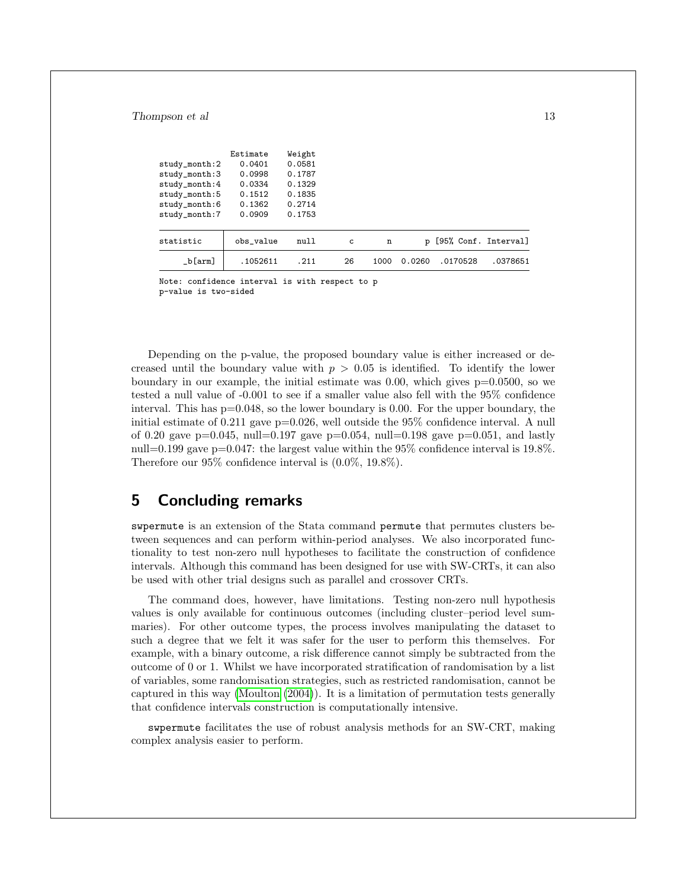```
              Estimate    Weight
study_month:2    0.0401    0.0581
study_month:3    0.0998    0.1787
study_month:4    0.0334    0.1329
study_month:5    0.1512    0.1835
study_month:6    0.1362    0.2714
study_month:7    0.0909    0.1753

statistic     obs_value     null      c       n        p  [95% Conf. Interval]

    _b[arm]    .1052611     .211     26    1000   0.0260   .0170528   .0378651

Note: confidence interval is with respect to p
p-value is two-sided
```

Depending on the p-value, the proposed boundary value is either increased or decreased until the boundary value with $p > 0.05$ is identified. To identify the lower boundary in our example, the initial estimate was 0.00, which gives p=0.0500, so we tested a null value of -0.001 to see if a smaller value also fell with the 95% confidence interval. This has p=0.048, so the lower boundary is 0.00. For the upper boundary, the initial estimate of 0.211 gave p=0.026, well outside the 95% confidence interval. A null of 0.20 gave p=0.045, null=0.197 gave p=0.054, null=0.198 gave p=0.051, and lastly null=0.199 gave p=0.047: the largest value within the 95% confidence interval is 19.8%. Therefore our 95% confidence interval is (0.0%, 19.8%).

## 5 Concluding remarks

swpermute is an extension of the Stata command permute that permutes clusters between sequences and can perform within-period analyses. We also incorporated functionality to test non-zero null hypotheses to facilitate the construction of confidence intervals. Although this command has been designed for use with SW-CRTs, it can also be used with other trial designs such as parallel and crossover CRTs.

The command does, however, have limitations. Testing non-zero null hypothesis values is only available for continuous outcomes (including cluster–period level summaries). For other outcome types, the process involves manipulating the dataset to such a degree that we felt it was safer for the user to perform this themselves. For example, with a binary outcome, a risk difference cannot simply be subtracted from the outcome of 0 or 1. Whilst we have incorporated stratification of randomisation by a list of variables, some randomisation strategies, such as restricted randomisation, cannot be captured in this way (Moulton (2004)). It is a limitation of permutation tests generally that confidence intervals construction is computationally intensive.

swpermute facilitates the use of robust analysis methods for an SW-CRT, making complex analysis easier to perform.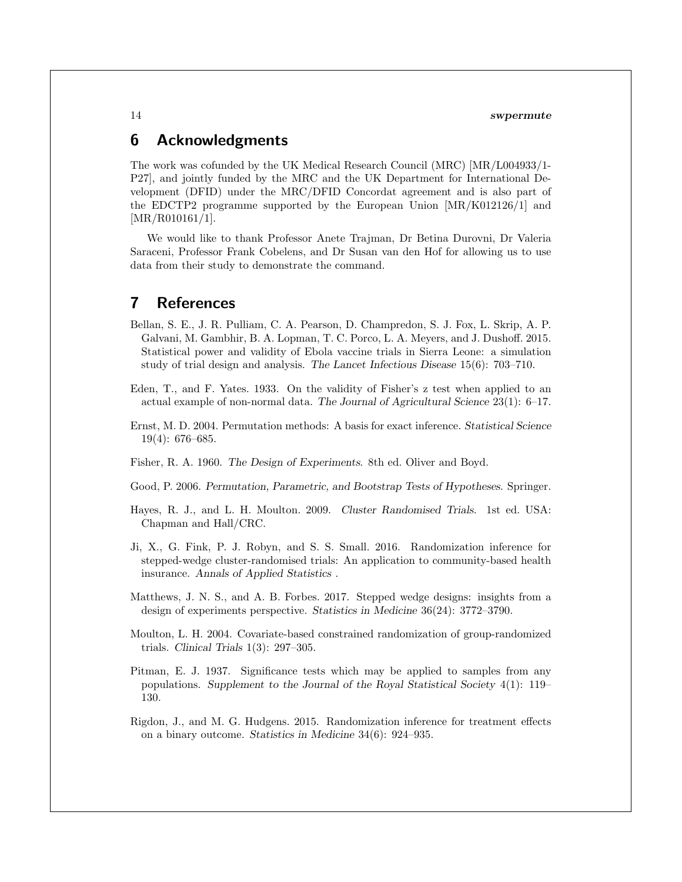## 6 Acknowledgments

The work was cofunded by the UK Medical Research Council (MRC) [MR/L004933/1-P27], and jointly funded by the MRC and the UK Department for International Development (DFID) under the MRC/DFID Concordat agreement and is also part of the EDCTP2 programme supported by the European Union [MR/K012126/1] and [MR/R010161/1].

We would like to thank Professor Anete Trajman, Dr Betina Durovni, Dr Valeria Saraceni, Professor Frank Cobelens, and Dr Susan van den Hof for allowing us to use data from their study to demonstrate the command.

## 7 References

Bellan, S. E., J. R. Pulliam, C. A. Pearson, D. Champredon, S. J. Fox, L. Skrip, A. P. Galvani, M. Gambhir, B. A. Lopman, T. C. Porco, L. A. Meyers, and J. Dushoff. 2015. Statistical power and validity of Ebola vaccine trials in Sierra Leone: a simulation study of trial design and analysis. *The Lancet Infectious Disease* 15(6): 703–710.

Eden, T., and F. Yates. 1933. On the validity of Fisher's z test when applied to an actual example of non-normal data. *The Journal of Agricultural Science* 23(1): 6–17.

Ernst, M. D. 2004. Permutation methods: A basis for exact inference. *Statistical Science* 19(4): 676–685.

Fisher, R. A. 1960. *The Design of Experiments*. 8th ed. Oliver and Boyd.

Good, P. 2006. *Permutation, Parametric, and Bootstrap Tests of Hypotheses*. Springer.

Hayes, R. J., and L. H. Moulton. 2009. *Cluster Randomised Trials*. 1st ed. USA: Chapman and Hall/CRC.

Ji, X., G. Fink, P. J. Robyn, and S. S. Small. 2016. Randomization inference for stepped-wedge cluster-randomised trials: An application to community-based health insurance. *Annals of Applied Statistics* .

Matthews, J. N. S., and A. B. Forbes. 2017. Stepped wedge designs: insights from a design of experiments perspective. *Statistics in Medicine* 36(24): 3772–3790.

Moulton, L. H. 2004. Covariate-based constrained randomization of group-randomized trials. *Clinical Trials* 1(3): 297–305.

Pitman, E. J. 1937. Significance tests which may be applied to samples from any populations. *Supplement to the Journal of the Royal Statistical Society* 4(1): 119–130.

Rigdon, J., and M. G. Hudgens. 2015. Randomization inference for treatment effects on a binary outcome. *Statistics in Medicine* 34(6): 924–935.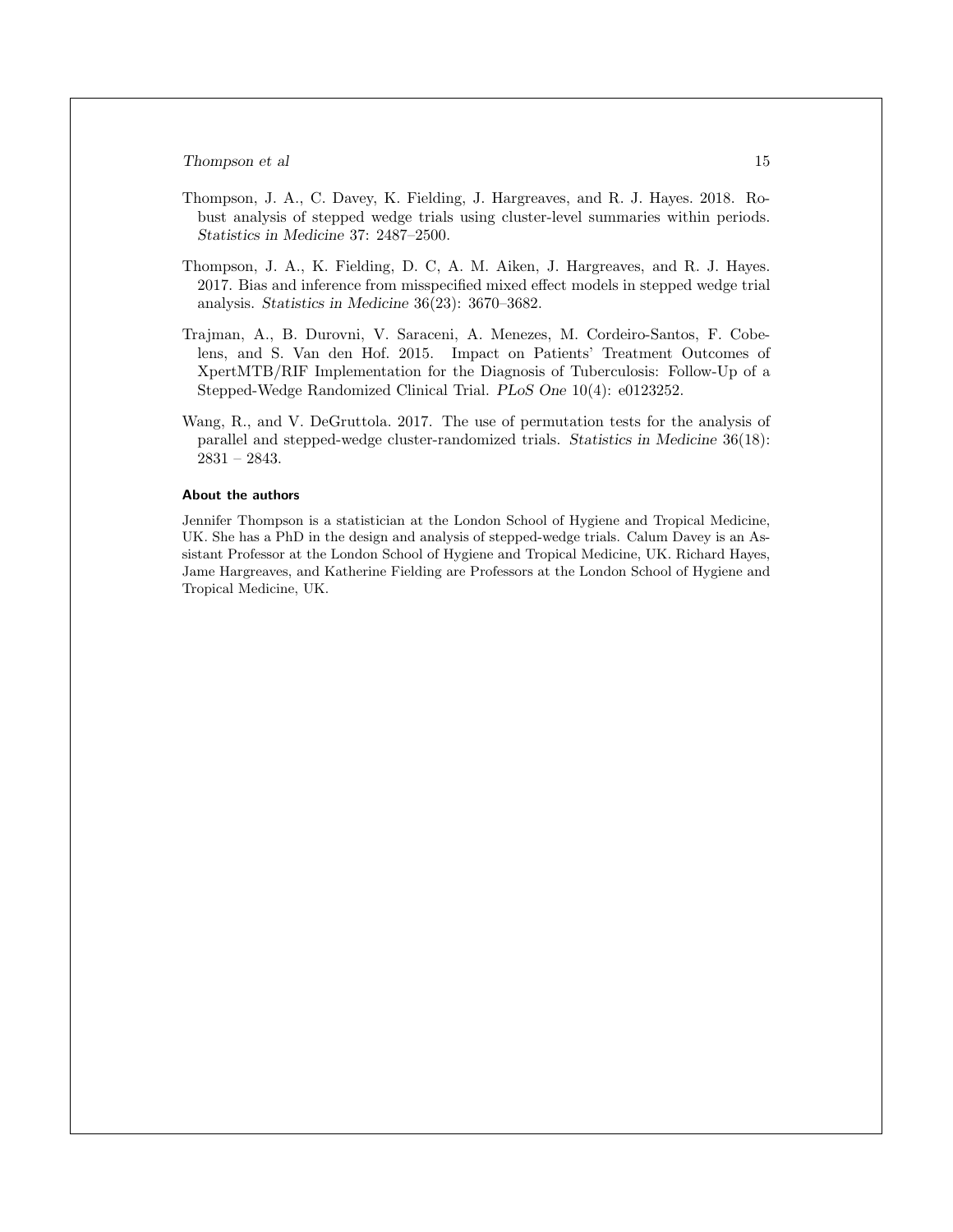Thompson, J. A., C. Davey, K. Fielding, J. Hargreaves, and R. J. Hayes. 2018. Robust analysis of stepped wedge trials using cluster-level summaries within periods. *Statistics in Medicine* 37: 2487–2500.

Thompson, J. A., K. Fielding, D. C, A. M. Aiken, J. Hargreaves, and R. J. Hayes. 2017. Bias and inference from misspecified mixed effect models in stepped wedge trial analysis. *Statistics in Medicine* 36(23): 3670–3682.

Trajman, A., B. Durovni, V. Saraceni, A. Menezes, M. Cordeiro-Santos, F. Cobelens, and S. Van den Hof. 2015. Impact on Patients' Treatment Outcomes of XpertMTB/RIF Implementation for the Diagnosis of Tuberculosis: Follow-Up of a Stepped-Wedge Randomized Clinical Trial. *PLoS One* 10(4): e0123252.

Wang, R., and V. DeGruttola. 2017. The use of permutation tests for the analysis of parallel and stepped-wedge cluster-randomized trials. *Statistics in Medicine* 36(18): 2831 – 2843.

#### About the authors

Jennifer Thompson is a statistician at the London School of Hygiene and Tropical Medicine, UK. She has a PhD in the design and analysis of stepped-wedge trials. Calum Davey is an Assistant Professor at the London School of Hygiene and Tropical Medicine, UK. Richard Hayes, Jame Hargreaves, and Katherine Fielding are Professors at the London School of Hygiene and Tropical Medicine, UK.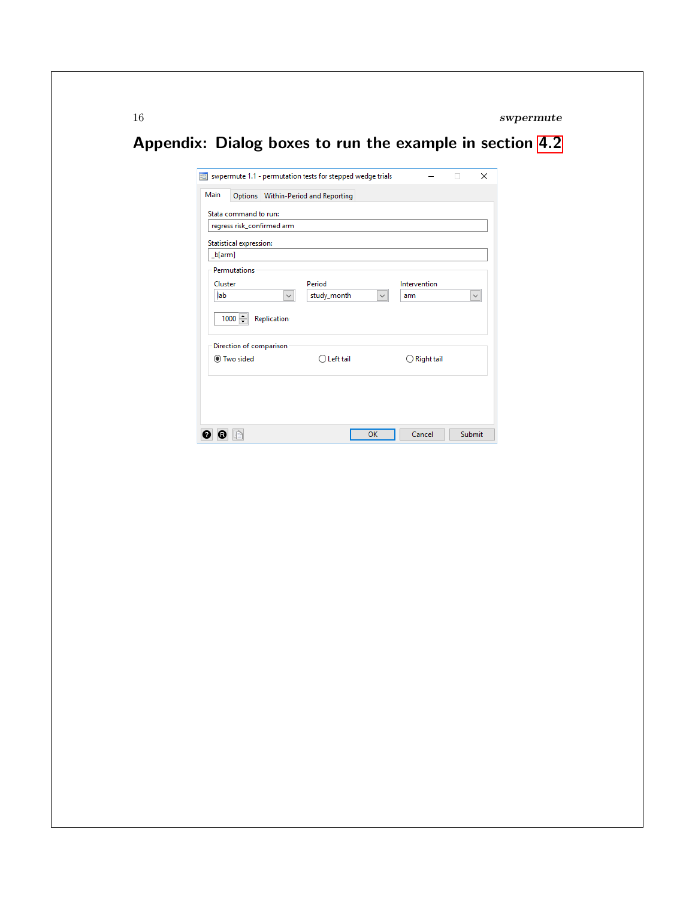# Appendix: Dialog boxes to run the example in section 4.2

swpermute 1.1 - permutation tests for stepped wedge trials

Main | Options | Within-Period and Reporting

Stata command to run:

```
regress risk_confirmed arm
```

Statistical expression:

```
_b[arm]
```

Permutations

| Cluster | Period | Intervention |
| --- | --- | --- |
| lab | study_month | arm |

1000 Replication

Direction of comparison

(•) Two sided ( ) Left tail ( ) Right tail

OK | Cancel | Submit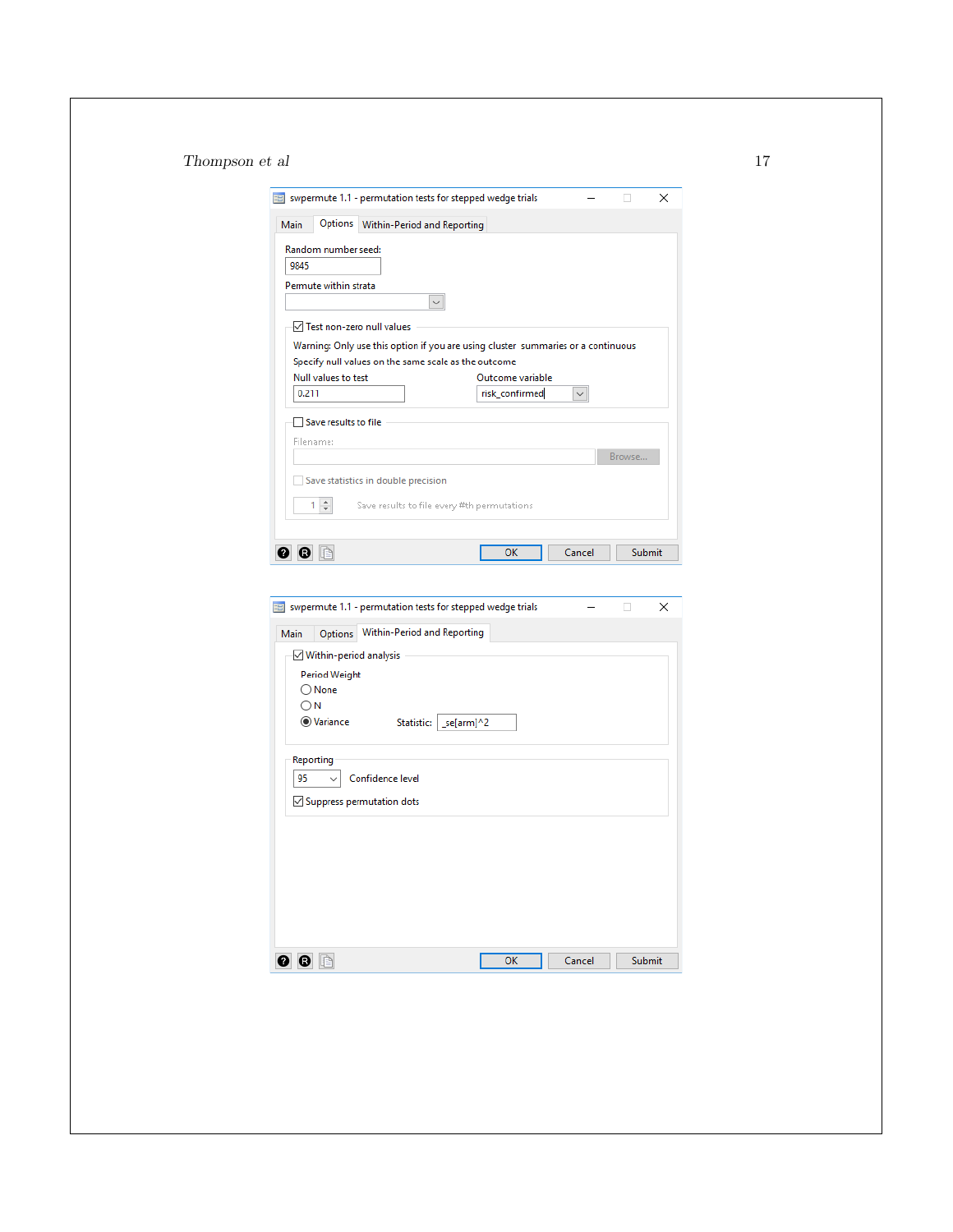swpermute 1.1 - permutation tests for stepped wedge trials

Main | Options | Within-Period and Reporting

Random number seed:

9845

Permute within strata

Test non-zero null values

Warning: Only use this option if you are using cluster summaries or a continuous

Specify null values on the same scale as the outcome

Null values to test

0.211

Outcome variable

risk_confirmed

Save results to file

Filename:

Browse...

Save statistics in double precision

1 Save results to file every #th permutations

OK Cancel Submit

swpermute 1.1 - permutation tests for stepped wedge trials

Main | Options | Within-Period and Reporting

Within-period analysis

Period Weight

None

N

Variance Statistic: _se[arm]^2

Reporting

95 Confidence level

Suppress permutation dots

OK Cancel Submit